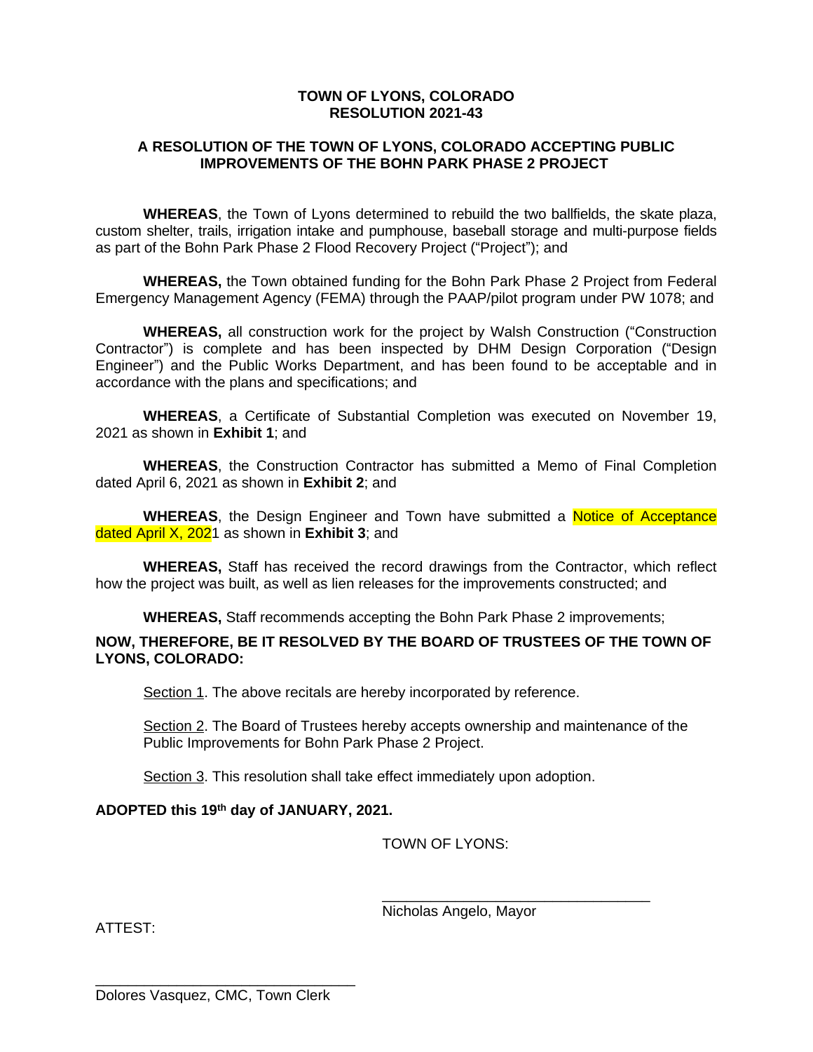**TOWN OF LYONS, COLORADO**
**RESOLUTION 2021-43**

**A RESOLUTION OF THE TOWN OF LYONS, COLORADO ACCEPTING PUBLIC IMPROVEMENTS OF THE BOHN PARK PHASE 2 PROJECT**

**WHEREAS**, the Town of Lyons determined to rebuild the two ballfields, the skate plaza, custom shelter, trails, irrigation intake and pumphouse, baseball storage and multi-purpose fields as part of the Bohn Park Phase 2 Flood Recovery Project ("Project"); and

**WHEREAS,** the Town obtained funding for the Bohn Park Phase 2 Project from Federal Emergency Management Agency (FEMA) through the PAAP/pilot program under PW 1078; and

**WHEREAS,** all construction work for the project by Walsh Construction ("Construction Contractor") is complete and has been inspected by DHM Design Corporation ("Design Engineer") and the Public Works Department, and has been found to be acceptable and in accordance with the plans and specifications; and

**WHEREAS**, a Certificate of Substantial Completion was executed on November 19, 2021 as shown in **Exhibit 1**; and

**WHEREAS**, the Construction Contractor has submitted a Memo of Final Completion dated April 6, 2021 as shown in **Exhibit 2**; and

**WHEREAS**, the Design Engineer and Town have submitted a Notice of Acceptance dated April X, 2021 as shown in **Exhibit 3**; and

**WHEREAS,** Staff has received the record drawings from the Contractor, which reflect how the project was built, as well as lien releases for the improvements constructed; and

**WHEREAS,** Staff recommends accepting the Bohn Park Phase 2 improvements;

**NOW, THEREFORE, BE IT RESOLVED BY THE BOARD OF TRUSTEES OF THE TOWN OF LYONS, COLORADO:**

Section 1. The above recitals are hereby incorporated by reference.

Section 2. The Board of Trustees hereby accepts ownership and maintenance of the Public Improvements for Bohn Park Phase 2 Project.

Section 3. This resolution shall take effect immediately upon adoption.

**ADOPTED this 19th day of JANUARY, 2021.**

TOWN OF LYONS:

\_\_\_\_\_\_\_\_\_\_\_\_\_\_\_\_\_\_\_\_\_\_\_\_\_\_\_\_\_\_\_\_
Nicholas Angelo, Mayor

ATTEST:

\_\_\_\_\_\_\_\_\_\_\_\_\_\_\_\_\_\_\_\_\_\_\_\_\_\_\_\_\_\_\_\_
Dolores Vasquez, CMC, Town Clerk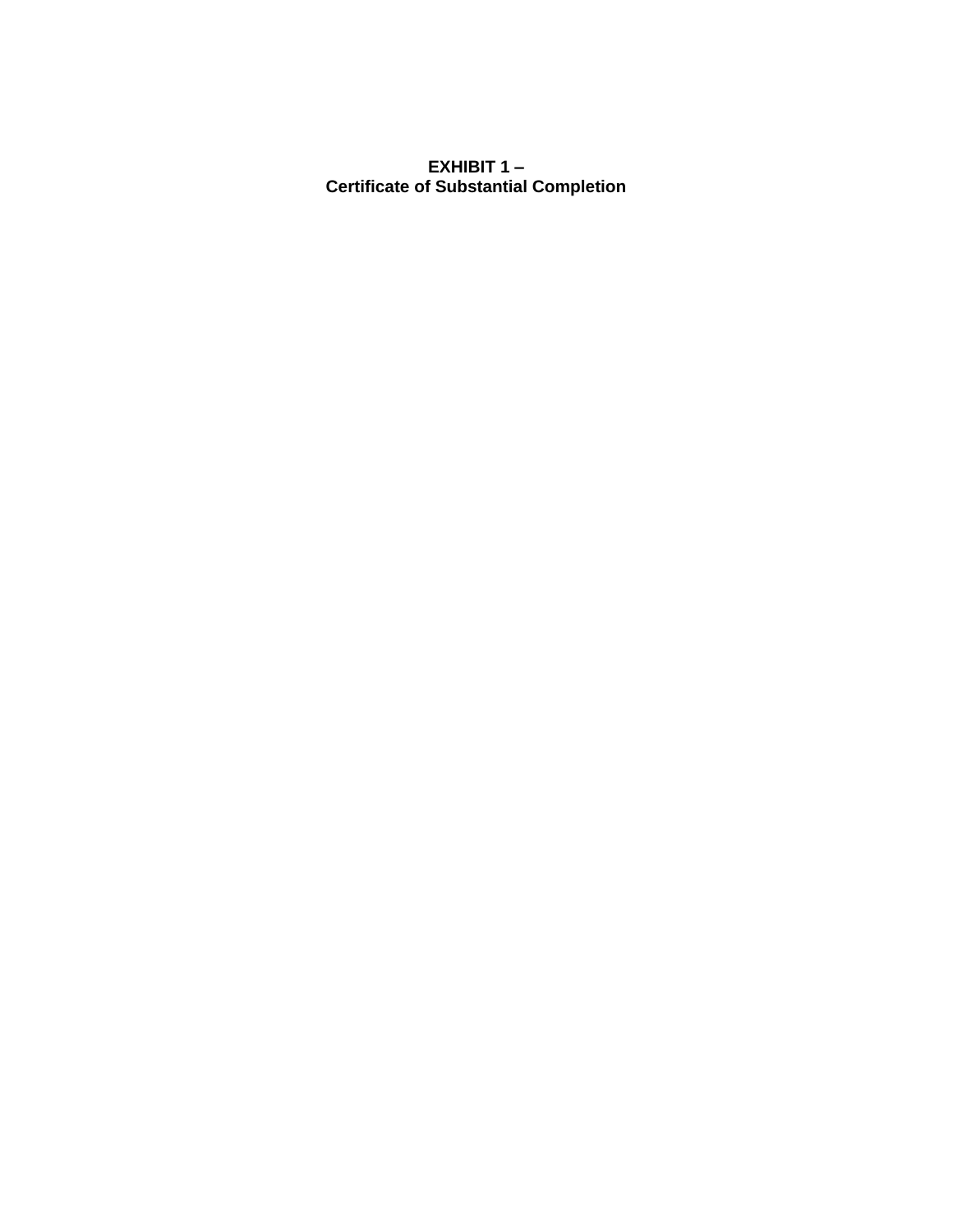**EXHIBIT 1 –**
**Certificate of Substantial Completion**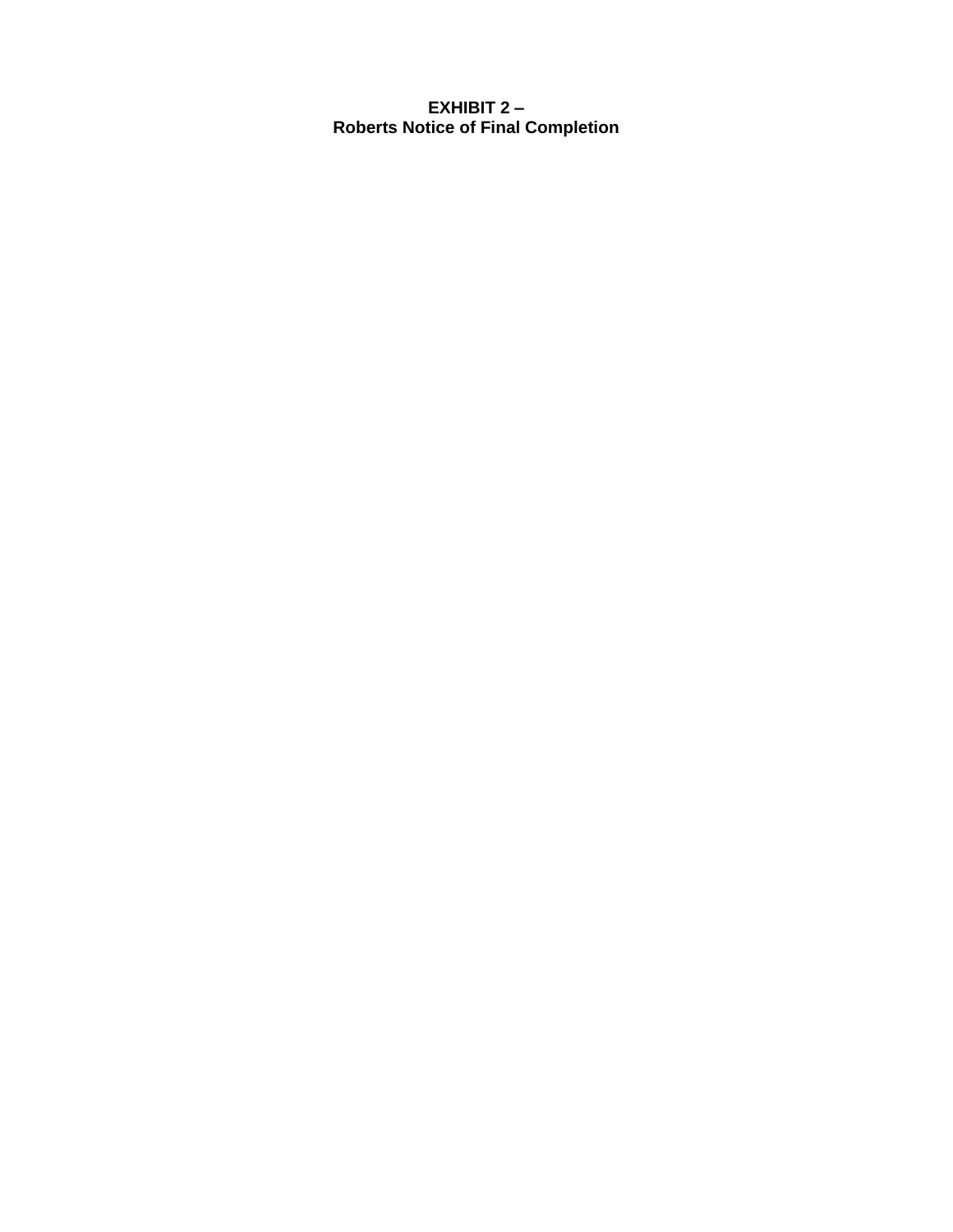**EXHIBIT 2 –**
**Roberts Notice of Final Completion**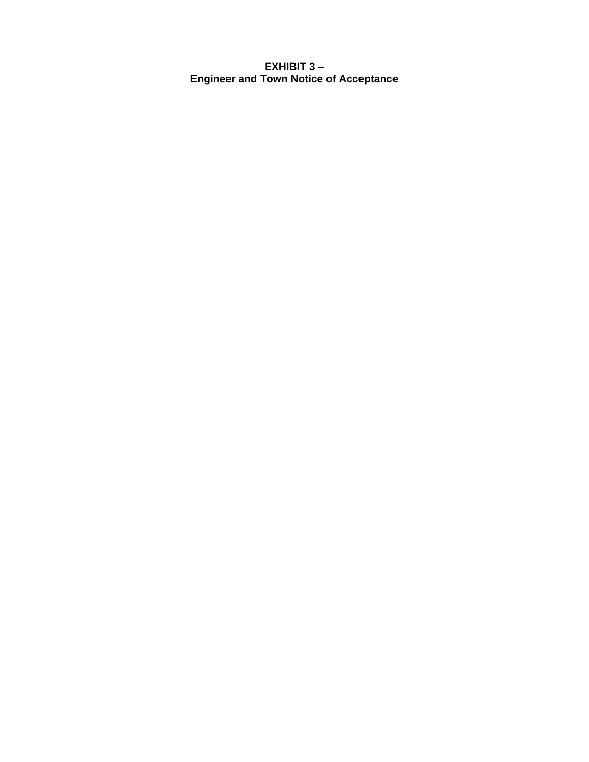**EXHIBIT 3 –**
**Engineer and Town Notice of Acceptance**